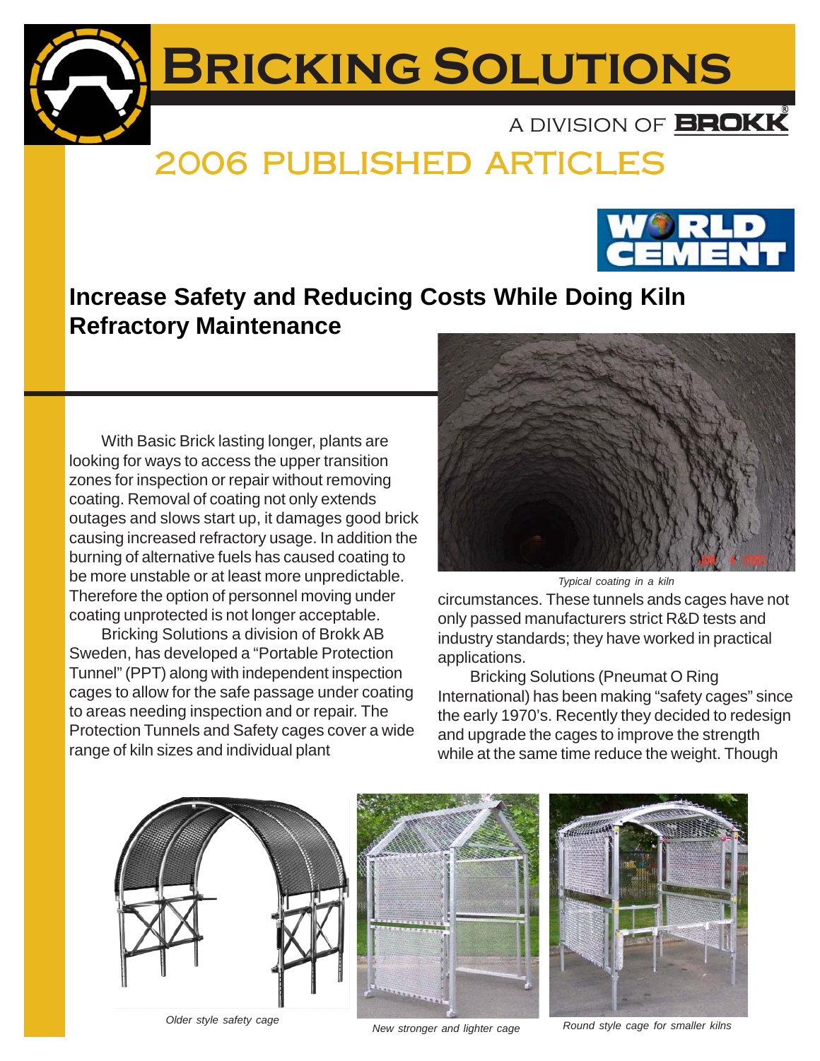# Bricking Solutions

A DIVISION OF BROKK®

## 2006 PUBLISHED ARTICLES

WORLD CEMENT

## Increase Safety and Reducing Costs While Doing Kiln Refractory Maintenance

With Basic Brick lasting longer, plants are looking for ways to access the upper transition zones for inspection or repair without removing coating. Removal of coating not only extends outages and slows start up, it damages good brick causing increased refractory usage. In addition the burning of alternative fuels has caused coating to be more unstable or at least more unpredictable. Therefore the option of personnel moving under coating unprotected is not longer acceptable.

Bricking Solutions a division of Brokk AB Sweden, has developed a "Portable Protection Tunnel" (PPT) along with independent inspection cages to allow for the safe passage under coating to areas needing inspection and or repair. The Protection Tunnels and Safety cages cover a wide range of kiln sizes and individual plant circumstances. These tunnels ands cages have not only passed manufacturers strict R&D tests and industry standards; they have worked in practical applications.

*Typical coating in a kiln*

Bricking Solutions (Pneumat O Ring International) has been making "safety cages" since the early 1970's. Recently they decided to redesign and upgrade the cages to improve the strength while at the same time reduce the weight. Though

*Older style safety cage*

*New stronger and lighter cage*

*Round style cage for smaller kilns*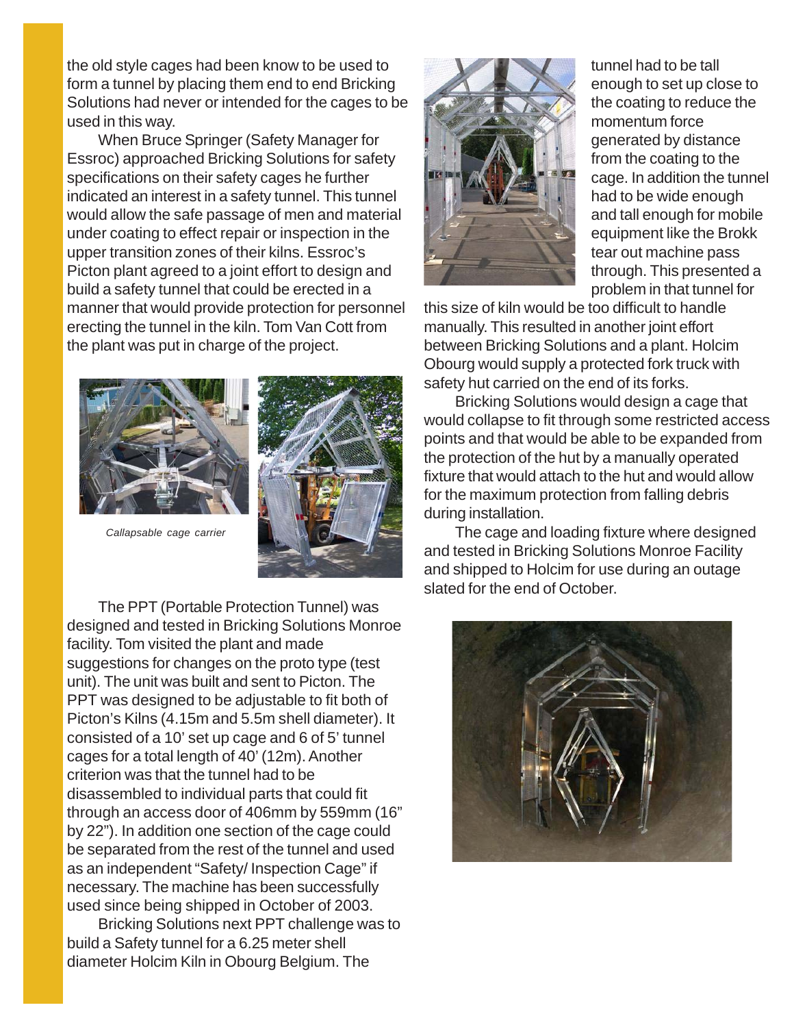the old style cages had been know to be used to form a tunnel by placing them end to end Bricking Solutions had never or intended for the cages to be used in this way.

When Bruce Springer (Safety Manager for Essroc) approached Bricking Solutions for safety specifications on their safety cages he further indicated an interest in a safety tunnel. This tunnel would allow the safe passage of men and material under coating to effect repair or inspection in the upper transition zones of their kilns. Essroc's Picton plant agreed to a joint effort to design and build a safety tunnel that could be erected in a manner that would provide protection for personnel erecting the tunnel in the kiln. Tom Van Cott from the plant was put in charge of the project.

*Callapsable cage carrier*

The PPT (Portable Protection Tunnel) was designed and tested in Bricking Solutions Monroe facility. Tom visited the plant and made suggestions for changes on the proto type (test unit). The unit was built and sent to Picton. The PPT was designed to be adjustable to fit both of Picton's Kilns (4.15m and 5.5m shell diameter). It consisted of a 10' set up cage and 6 of 5' tunnel cages for a total length of 40' (12m). Another criterion was that the tunnel had to be disassembled to individual parts that could fit through an access door of 406mm by 559mm (16" by 22"). In addition one section of the cage could be separated from the rest of the tunnel and used as an independent "Safety/ Inspection Cage" if necessary. The machine has been successfully used since being shipped in October of 2003.

Bricking Solutions next PPT challenge was to build a Safety tunnel for a 6.25 meter shell diameter Holcim Kiln in Obourg Belgium. The tunnel had to be tall enough to set up close to the coating to reduce the momentum force generated by distance from the coating to the cage. In addition the tunnel had to be wide enough and tall enough for mobile equipment like the Brokk tear out machine pass through. This presented a problem in that tunnel for this size of kiln would be too difficult to handle manually. This resulted in another joint effort between Bricking Solutions and a plant. Holcim Obourg would supply a protected fork truck with safety hut carried on the end of its forks.

Bricking Solutions would design a cage that would collapse to fit through some restricted access points and that would be able to be expanded from the protection of the hut by a manually operated fixture that would attach to the hut and would allow for the maximum protection from falling debris during installation.

The cage and loading fixture where designed and tested in Bricking Solutions Monroe Facility and shipped to Holcim for use during an outage slated for the end of October.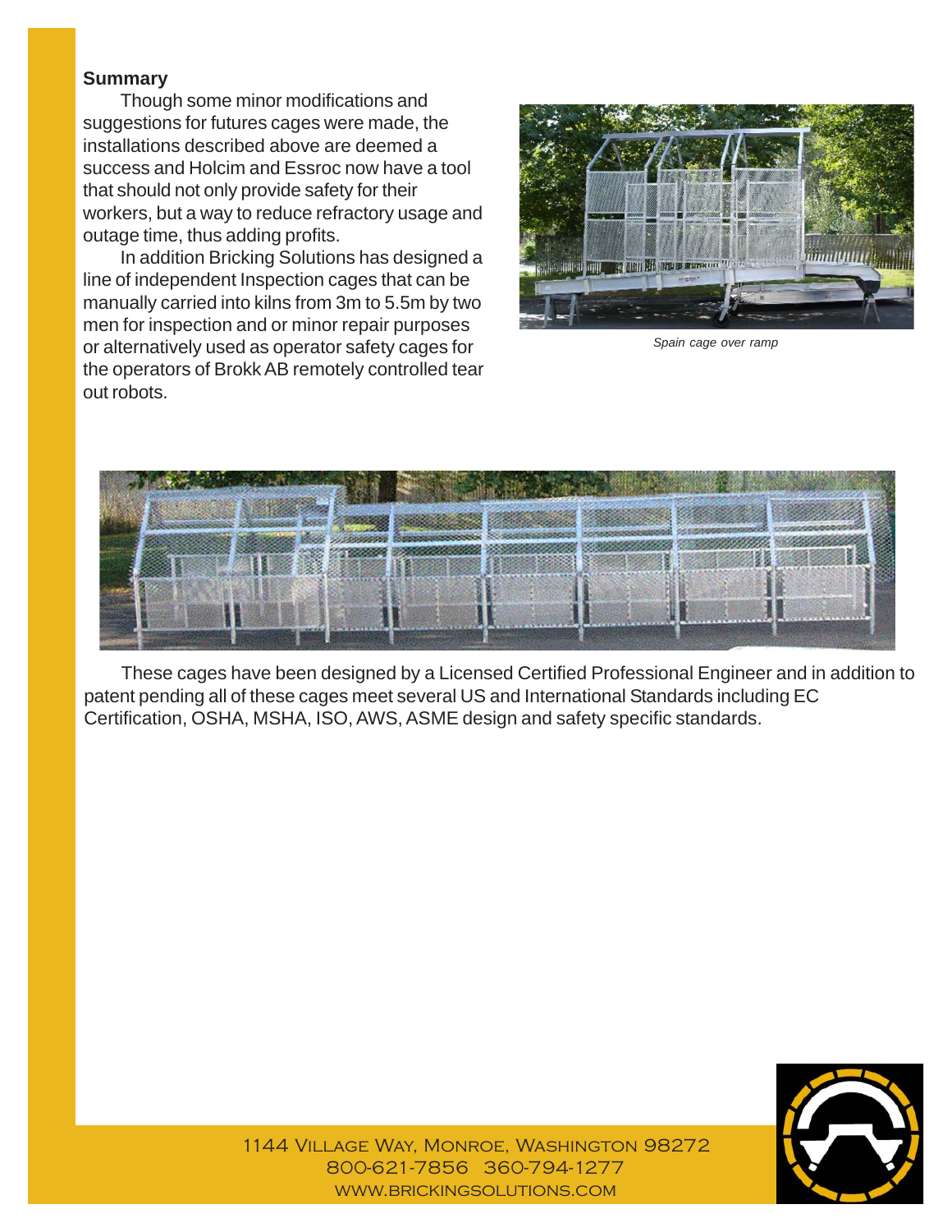**Summary**

Though some minor modifications and suggestions for futures cages were made, the installations described above are deemed a success and Holcim and Essroc now have a tool that should not only provide safety for their workers, but a way to reduce refractory usage and outage time, thus adding profits.

In addition Bricking Solutions has designed a line of independent Inspection cages that can be manually carried into kilns from 3m to 5.5m by two men for inspection and or minor repair purposes or alternatively used as operator safety cages for the operators of Brokk AB remotely controlled tear out robots.

*Spain cage over ramp*

These cages have been designed by a Licensed Certified Professional Engineer and in addition to patent pending all of these cages meet several US and International Standards including EC Certification, OSHA, MSHA, ISO, AWS, ASME design and safety specific standards.

1144 Village Way, Monroe, Washington 98272
800-621-7856 360-794-1277
www.brickingsolutions.com